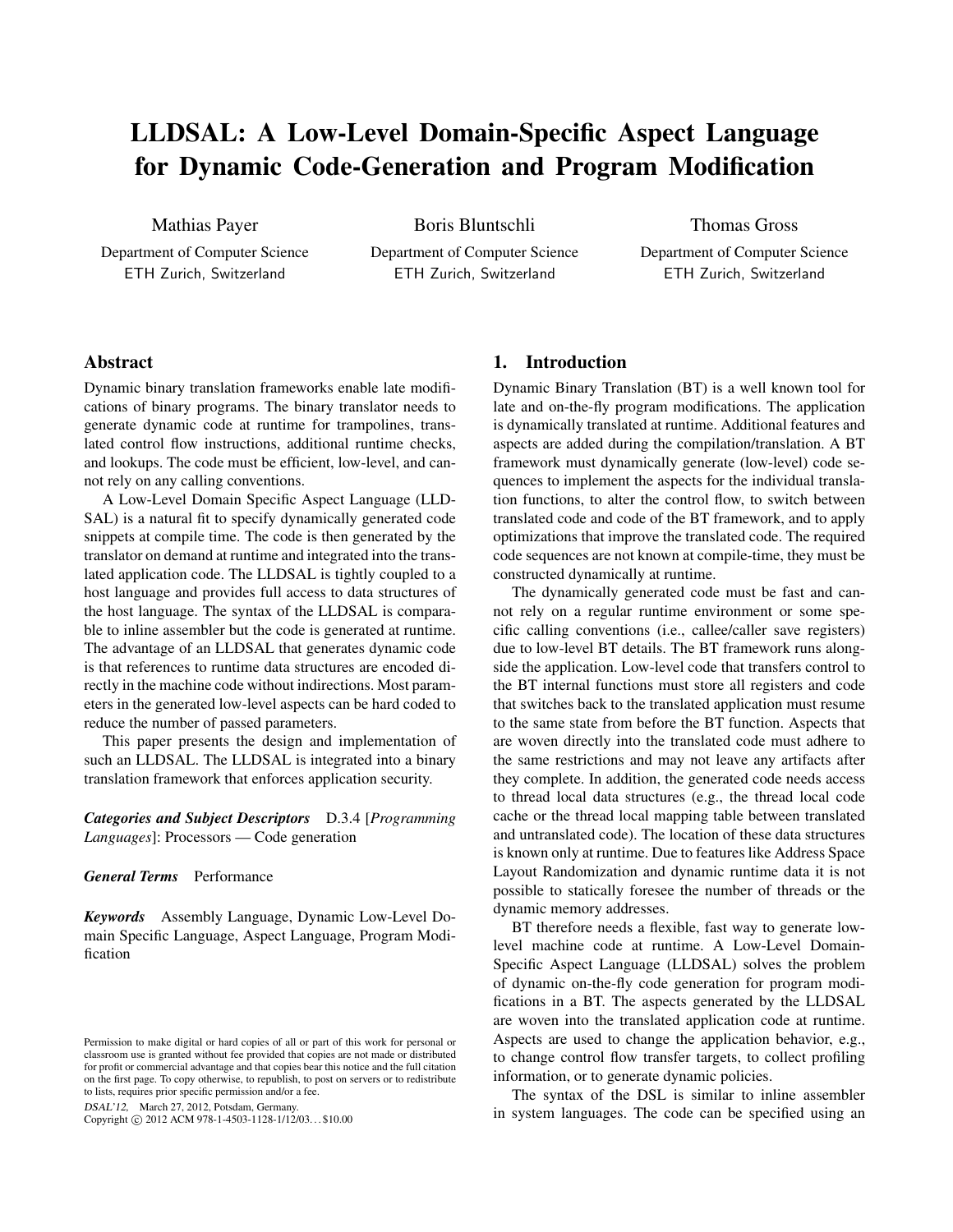# LLDSAL: A Low-Level Domain-Specific Aspect Language for Dynamic Code-Generation and Program Modification

Mathias Payer
Department of Computer Science
ETH Zurich, Switzerland

Boris Bluntschli
Department of Computer Science
ETH Zurich, Switzerland

Thomas Gross
Department of Computer Science
ETH Zurich, Switzerland

## Abstract

Dynamic binary translation frameworks enable late modifications of binary programs. The binary translator needs to generate dynamic code at runtime for trampolines, translated control flow instructions, additional runtime checks, and lookups. The code must be efficient, low-level, and cannot rely on any calling conventions.

A Low-Level Domain Specific Aspect Language (LLDSAL) is a natural fit to specify dynamically generated code snippets at compile time. The code is then generated by the translator on demand at runtime and integrated into the translated application code. The LLDSAL is tightly coupled to a host language and provides full access to data structures of the host language. The syntax of the LLDSAL is comparable to inline assembler but the code is generated at runtime. The advantage of an LLDSAL that generates dynamic code is that references to runtime data structures are encoded directly in the machine code without indirections. Most parameters in the generated low-level aspects can be hard coded to reduce the number of passed parameters.

This paper presents the design and implementation of such an LLDSAL. The LLDSAL is integrated into a binary translation framework that enforces application security.

***Categories and Subject Descriptors*** D.3.4 [*Programming Languages*]: Processors — Code generation

***General Terms*** Performance

***Keywords*** Assembly Language, Dynamic Low-Level Domain Specific Language, Aspect Language, Program Modification

Permission to make digital or hard copies of all or part of this work for personal or classroom use is granted without fee provided that copies are not made or distributed for profit or commercial advantage and that copies bear this notice and the full citation on the first page. To copy otherwise, to republish, to post on servers or to redistribute to lists, requires prior specific permission and/or a fee.
*DSAL'12,* March 27, 2012, Potsdam, Germany.
Copyright © 2012 ACM 978-1-4503-1128-1/12/03…$10.00

## 1. Introduction

Dynamic Binary Translation (BT) is a well known tool for late and on-the-fly program modifications. The application is dynamically translated at runtime. Additional features and aspects are added during the compilation/translation. A BT framework must dynamically generate (low-level) code sequences to implement the aspects for the individual translation functions, to alter the control flow, to switch between translated code and code of the BT framework, and to apply optimizations that improve the translated code. The required code sequences are not known at compile-time, they must be constructed dynamically at runtime.

The dynamically generated code must be fast and cannot rely on a regular runtime environment or some specific calling conventions (i.e., callee/caller save registers) due to low-level BT details. The BT framework runs alongside the application. Low-level code that transfers control to the BT internal functions must store all registers and code that switches back to the translated application must resume to the same state from before the BT function. Aspects that are woven directly into the translated code must adhere to the same restrictions and may not leave any artifacts after they complete. In addition, the generated code needs access to thread local data structures (e.g., the thread local code cache or the thread local mapping table between translated and untranslated code). The location of these data structures is known only at runtime. Due to features like Address Space Layout Randomization and dynamic runtime data it is not possible to statically foresee the number of threads or the dynamic memory addresses.

BT therefore needs a flexible, fast way to generate low-level machine code at runtime. A Low-Level Domain-Specific Aspect Language (LLDSAL) solves the problem of dynamic on-the-fly code generation for program modifications in a BT. The aspects generated by the LLDSAL are woven into the translated application code at runtime. Aspects are used to change the application behavior, e.g., to change control flow transfer targets, to collect profiling information, or to generate dynamic policies.

The syntax of the DSL is similar to inline assembler in system languages. The code can be specified using an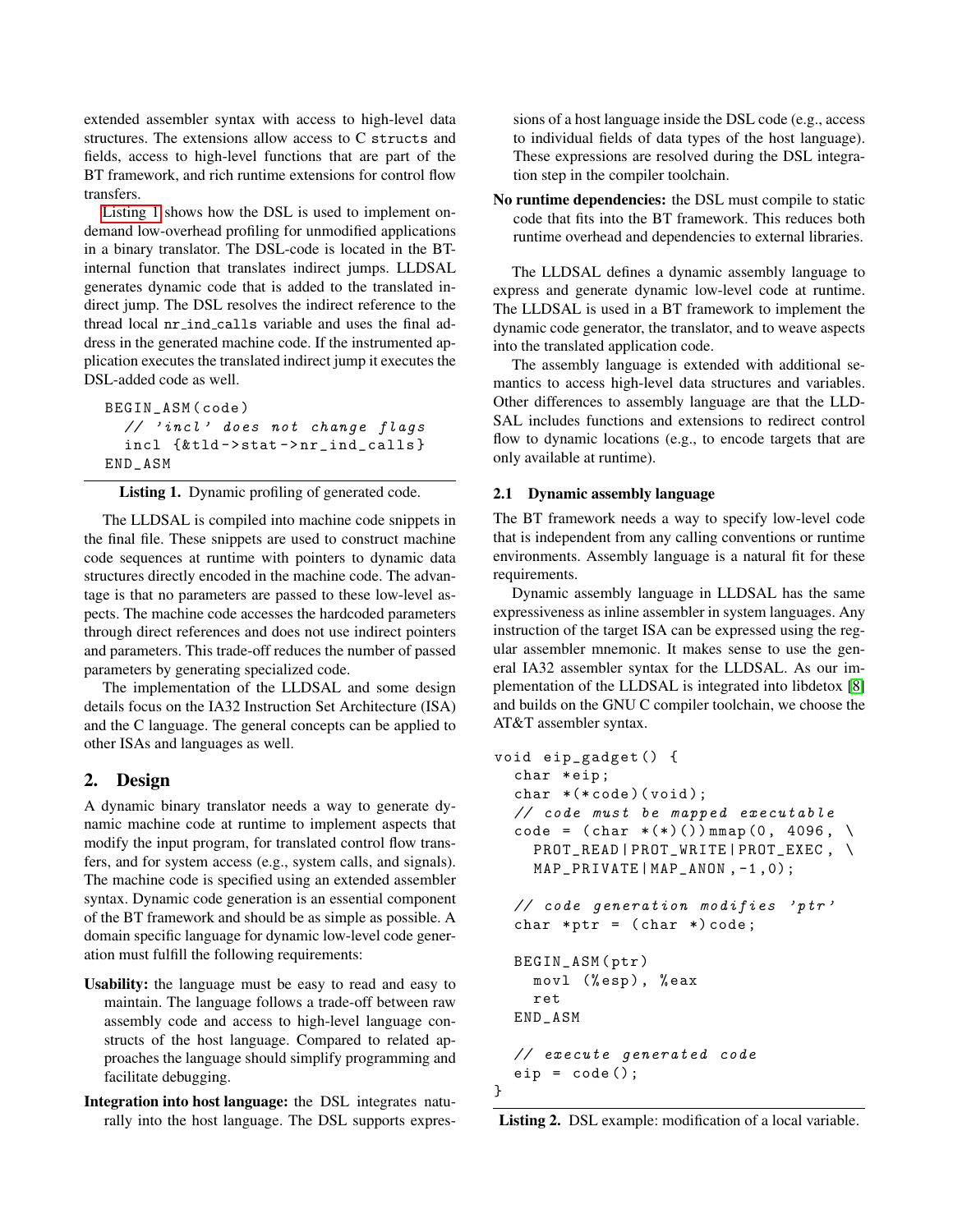extended assembler syntax with access to high-level data structures. The extensions allow access to C structs and fields, access to high-level functions that are part of the BT framework, and rich runtime extensions for control flow transfers.

Listing 1 shows how the DSL is used to implement on-demand low-overhead profiling for unmodified applications in a binary translator. The DSL-code is located in the BT-internal function that translates indirect jumps. LLDSAL generates dynamic code that is added to the translated indirect jump. The DSL resolves the indirect reference to the thread local nr_ind_calls variable and uses the final address in the generated machine code. If the instrumented application executes the translated indirect jump it executes the DSL-added code as well.

```
BEGIN_ASM(code)
  // 'incl' does not change flags
  incl {&tld->stat->nr_ind_calls}
END_ASM
```

**Listing 1.** Dynamic profiling of generated code.

The LLDSAL is compiled into machine code snippets in the final file. These snippets are used to construct machine code sequences at runtime with pointers to dynamic data structures directly encoded in the machine code. The advantage is that no parameters are passed to these low-level aspects. The machine code accesses the hardcoded parameters through direct references and does not use indirect pointers and parameters. This trade-off reduces the number of passed parameters by generating specialized code.

The implementation of the LLDSAL and some design details focus on the IA32 Instruction Set Architecture (ISA) and the C language. The general concepts can be applied to other ISAs and languages as well.

## 2. Design

A dynamic binary translator needs a way to generate dynamic machine code at runtime to implement aspects that modify the input program, for translated control flow transfers, and for system access (e.g., system calls, and signals). The machine code is specified using an extended assembler syntax. Dynamic code generation is an essential component of the BT framework and should be as simple as possible. A domain specific language for dynamic low-level code generation must fulfill the following requirements:

- **Usability:** the language must be easy to read and easy to maintain. The language follows a trade-off between raw assembly code and access to high-level language constructs of the host language. Compared to related approaches the language should simplify programming and facilitate debugging.
- **Integration into host language:** the DSL integrates naturally into the host language. The DSL supports expressions of a host language inside the DSL code (e.g., access to individual fields of data types of the host language). These expressions are resolved during the DSL integration step in the compiler toolchain.
- **No runtime dependencies:** the DSL must compile to static code that fits into the BT framework. This reduces both runtime overhead and dependencies to external libraries.

The LLDSAL defines a dynamic assembly language to express and generate dynamic low-level code at runtime. The LLDSAL is used in a BT framework to implement the dynamic code generator, the translator, and to weave aspects into the translated application code.

The assembly language is extended with additional semantics to access high-level data structures and variables. Other differences to assembly language are that the LLDSAL includes functions and extensions to redirect control flow to dynamic locations (e.g., to encode targets that are only available at runtime).

### 2.1 Dynamic assembly language

The BT framework needs a way to specify low-level code that is independent from any calling conventions or runtime environments. Assembly language is a natural fit for these requirements.

Dynamic assembly language in LLDSAL has the same expressiveness as inline assembler in system languages. Any instruction of the target ISA can be expressed using the regular assembler mnemonic. It makes sense to use the general IA32 assembler syntax for the LLDSAL. As our implementation of the LLDSAL is integrated into libdetox [8] and builds on the GNU C compiler toolchain, we choose the AT&T assembler syntax.

```
void eip_gadget() {
  char *eip;
  char *(*code)(void);
  // code must be mapped executable
  code = (char *(*)())mmap(0, 4096, \
    PROT_READ|PROT_WRITE|PROT_EXEC, \
    MAP_PRIVATE|MAP_ANON,-1,0);

  // code generation modifies 'ptr'
  char *ptr = (char *)code;

  BEGIN_ASM(ptr)
    movl (%esp), %eax
    ret
  END_ASM

  // execute generated code
  eip = code();
}
```

**Listing 2.** DSL example: modification of a local variable.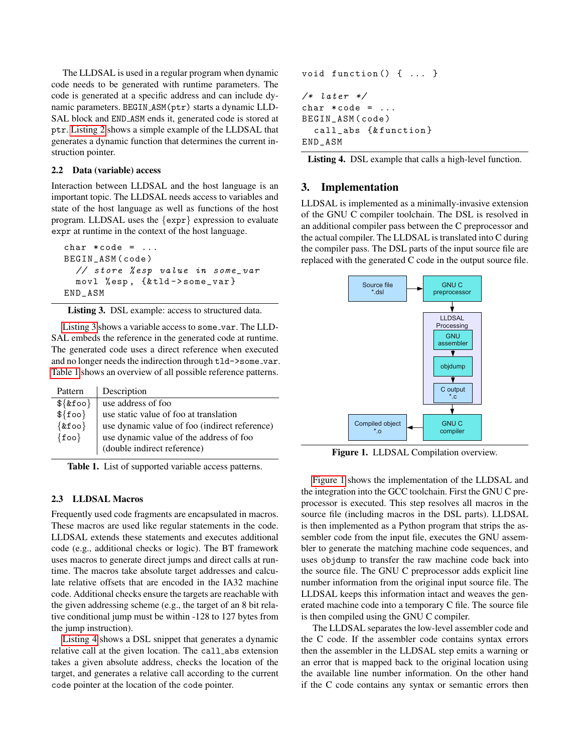The LLDSAL is used in a regular program when dynamic code needs to be generated with runtime parameters. The code is generated at a specific address and can include dynamic parameters. BEGIN_ASM(ptr) starts a dynamic LLDSAL block and END_ASM ends it, generated code is stored at ptr. Listing 2 shows a simple example of the LLDSAL that generates a dynamic function that determines the current instruction pointer.

### 2.2 Data (variable) access

Interaction between LLDSAL and the host language is an important topic. The LLDSAL needs access to variables and state of the host language as well as functions of the host program. LLDSAL uses the {expr} expression to evaluate expr at runtime in the context of the host language.

```
char *code = ...
BEGIN_ASM(code)
  // store %esp value in some_var
  movl %esp, {&tld->some_var}
END_ASM
```

**Listing 3.** DSL example: access to structured data.

Listing 3 shows a variable access to some_var. The LLDSAL embeds the reference in the generated code at runtime. The generated code uses a direct reference when executed and no longer needs the indirection through tld->some_var. Table 1 shows an overview of all possible reference patterns.

| Pattern | Description |
|---|---|
| ${&foo} | use address of foo |
| ${foo} | use static value of foo at translation |
| {&foo} | use dynamic value of foo (indirect reference) |
| {foo} | use dynamic value of the address of foo (double indirect reference) |

**Table 1.** List of supported variable access patterns.

### 2.3 LLDSAL Macros

Frequently used code fragments are encapsulated in macros. These macros are used like regular statements in the code. LLDSAL extends these statements and executes additional code (e.g., additional checks or logic). The BT framework uses macros to generate direct jumps and direct calls at runtime. The macros take absolute target addresses and calculate relative offsets that are encoded in the IA32 machine code. Additional checks ensure the targets are reachable with the given addressing scheme (e.g., the target of an 8 bit relative conditional jump must be within -128 to 127 bytes from the jump instruction).

Listing 4 shows a DSL snippet that generates a dynamic relative call at the given location. The call_abs extension takes a given absolute address, checks the location of the target, and generates a relative call according to the current code pointer at the location of the code pointer.

```
void function() { ... }

/* later */
char *code = ...
BEGIN_ASM(code)
  call_abs {&function}
END_ASM
```

**Listing 4.** DSL example that calls a high-level function.

## 3. Implementation

LLDSAL is implemented as a minimally-invasive extension of the GNU C compiler toolchain. The DSL is resolved in an additional compiler pass between the C preprocessor and the actual compiler. The LLDSAL is translated into C during the compiler pass. The DSL parts of the input source file are replaced with the generated C code in the output source file.

**Figure 1.** LLDSAL Compilation overview.

Figure 1 shows the implementation of the LLDSAL and the integration into the GCC toolchain. First the GNU C preprocessor is executed. This step resolves all macros in the source file (including macros in the DSL parts). LLDSAL is then implemented as a Python program that strips the assembler code from the input file, executes the GNU assembler to generate the matching machine code sequences, and uses objdump to transfer the raw machine code back into the source file. The GNU C preprocessor adds explicit line number information from the original input source file. The LLDSAL keeps this information intact and weaves the generated machine code into a temporary C file. The source file is then compiled using the GNU C compiler.

The LLDSAL separates the low-level assembler code and the C code. If the assembler code contains syntax errors then the assembler in the LLDSAL step emits a warning or an error that is mapped back to the original location using the available line number information. On the other hand if the C code contains any syntax or semantic errors then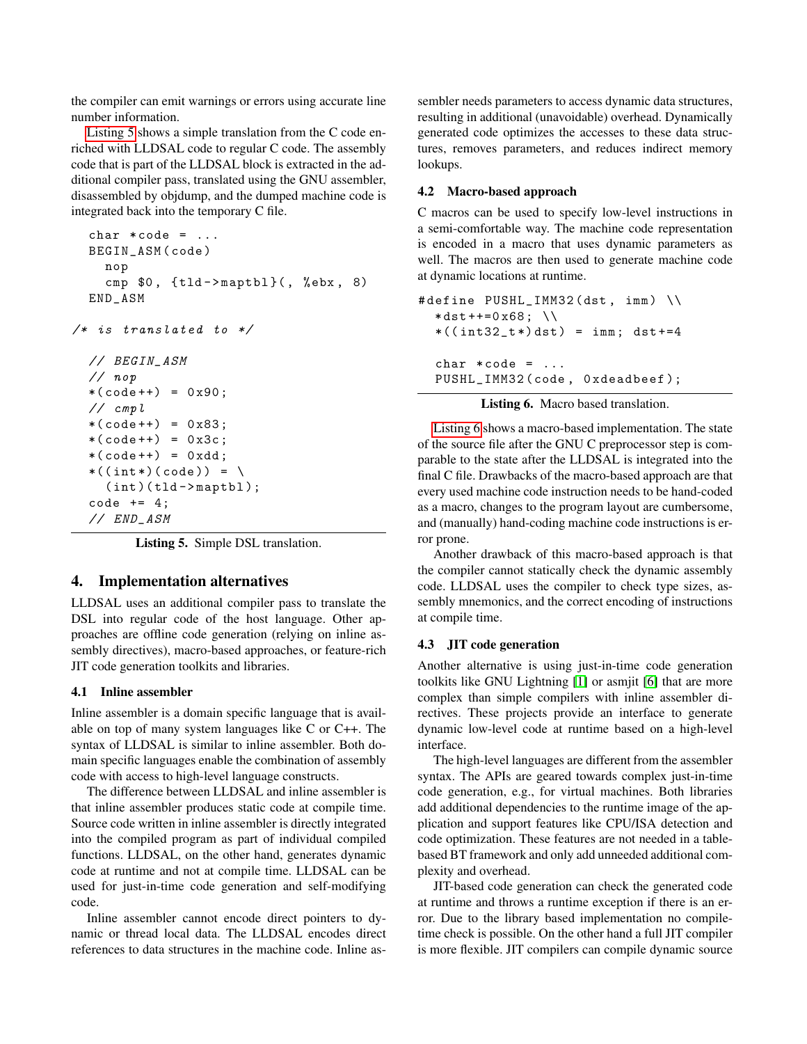the compiler can emit warnings or errors using accurate line number information.

Listing 5 shows a simple translation from the C code enriched with LLDSAL code to regular C code. The assembly code that is part of the LLDSAL block is extracted in the additional compiler pass, translated using the GNU assembler, disassembled by objdump, and the dumped machine code is integrated back into the temporary C file.

```
char *code = ...
BEGIN_ASM(code)
  nop
  cmp $0, {tld->maptbl}(, %ebx, 8)
END_ASM

/* is translated to */

// BEGIN_ASM
// nop
*(code++) = 0x90;
// cmpl
*(code++) = 0x83;
*(code++) = 0x3c;
*(code++) = 0xdd;
*((int*)(code)) = \
  (int)(tld->maptbl);
code += 4;
// END_ASM
```

**Listing 5.** Simple DSL translation.

## 4. Implementation alternatives

LLDSAL uses an additional compiler pass to translate the DSL into regular code of the host language. Other approaches are offline code generation (relying on inline assembly directives), macro-based approaches, or feature-rich JIT code generation toolkits and libraries.

### 4.1 Inline assembler

Inline assembler is a domain specific language that is available on top of many system languages like C or C++. The syntax of LLDSAL is similar to inline assembler. Both domain specific languages enable the combination of assembly code with access to high-level language constructs.

The difference between LLDSAL and inline assembler is that inline assembler produces static code at compile time. Source code written in inline assembler is directly integrated into the compiled program as part of individual compiled functions. LLDSAL, on the other hand, generates dynamic code at runtime and not at compile time. LLDSAL can be used for just-in-time code generation and self-modifying code.

Inline assembler cannot encode direct pointers to dynamic or thread local data. The LLDSAL encodes direct references to data structures in the machine code. Inline assembler needs parameters to access dynamic data structures, resulting in additional (unavoidable) overhead. Dynamically generated code optimizes the accesses to these data structures, removes parameters, and reduces indirect memory lookups.

### 4.2 Macro-based approach

C macros can be used to specify low-level instructions in a semi-comfortable way. The machine code representation is encoded in a macro that uses dynamic parameters as well. The macros are then used to generate machine code at dynamic locations at runtime.

```
#define PUSHL_IMM32(dst, imm) \\
  *dst++=0x68; \\
  *((int32_t*)dst) = imm; dst+=4

  char *code = ...
  PUSHL_IMM32(code, 0xdeadbeef);
```

**Listing 6.** Macro based translation.

Listing 6 shows a macro-based implementation. The state of the source file after the GNU C preprocessor step is comparable to the state after the LLDSAL is integrated into the final C file. Drawbacks of the macro-based approach are that every used machine code instruction needs to be hand-coded as a macro, changes to the program layout are cumbersome, and (manually) hand-coding machine code instructions is error prone.

Another drawback of this macro-based approach is that the compiler cannot statically check the dynamic assembly code. LLDSAL uses the compiler to check type sizes, assembly mnemonics, and the correct encoding of instructions at compile time.

### 4.3 JIT code generation

Another alternative is using just-in-time code generation toolkits like GNU Lightning [1] or asmjit [6] that are more complex than simple compilers with inline assembler directives. These projects provide an interface to generate dynamic low-level code at runtime based on a high-level interface.

The high-level languages are different from the assembler syntax. The APIs are geared towards complex just-in-time code generation, e.g., for virtual machines. Both libraries add additional dependencies to the runtime image of the application and support features like CPU/ISA detection and code optimization. These features are not needed in a table-based BT framework and only add unneeded additional complexity and overhead.

JIT-based code generation can check the generated code at runtime and throws a runtime exception if there is an error. Due to the library based implementation no compile-time check is possible. On the other hand a full JIT compiler is more flexible. JIT compilers can compile dynamic source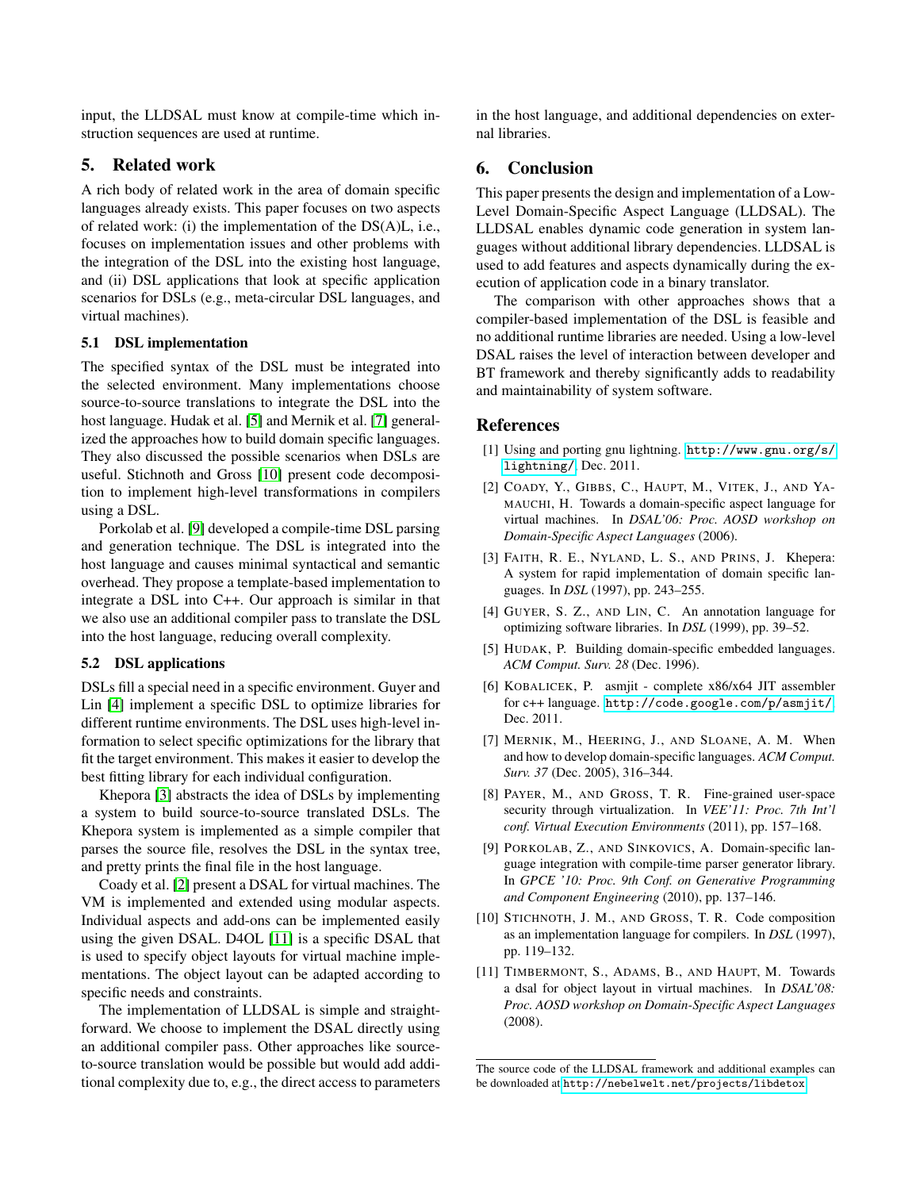input, the LLDSAL must know at compile-time which instruction sequences are used at runtime.

## 5. Related work

A rich body of related work in the area of domain specific languages already exists. This paper focuses on two aspects of related work: (i) the implementation of the DS(A)L, i.e., focuses on implementation issues and other problems with the integration of the DSL into the existing host language, and (ii) DSL applications that look at specific application scenarios for DSLs (e.g., meta-circular DSL languages, and virtual machines).

### 5.1 DSL implementation

The specified syntax of the DSL must be integrated into the selected environment. Many implementations choose source-to-source translations to integrate the DSL into the host language. Hudak et al. [5] and Mernik et al. [7] generalized the approaches how to build domain specific languages. They also discussed the possible scenarios when DSLs are useful. Stichnoth and Gross [10] present code decomposition to implement high-level transformations in compilers using a DSL.

Porkolab et al. [9] developed a compile-time DSL parsing and generation technique. The DSL is integrated into the host language and causes minimal syntactical and semantic overhead. They propose a template-based implementation to integrate a DSL into C++. Our approach is similar in that we also use an additional compiler pass to translate the DSL into the host language, reducing overall complexity.

### 5.2 DSL applications

DSLs fill a special need in a specific environment. Guyer and Lin [4] implement a specific DSL to optimize libraries for different runtime environments. The DSL uses high-level information to select specific optimizations for the library that fit the target environment. This makes it easier to develop the best fitting library for each individual configuration.

Khepora [3] abstracts the idea of DSLs by implementing a system to build source-to-source translated DSLs. The Khepora system is implemented as a simple compiler that parses the source file, resolves the DSL in the syntax tree, and pretty prints the final file in the host language.

Coady et al. [2] present a DSAL for virtual machines. The VM is implemented and extended using modular aspects. Individual aspects and add-ons can be implemented easily using the given DSAL. D4OL [11] is a specific DSAL that is used to specify object layouts for virtual machine implementations. The object layout can be adapted according to specific needs and constraints.

The implementation of LLDSAL is simple and straightforward. We choose to implement the DSAL directly using an additional compiler pass. Other approaches like source-to-source translation would be possible but would add additional complexity due to, e.g., the direct access to parameters in the host language, and additional dependencies on external libraries.

## 6. Conclusion

This paper presents the design and implementation of a Low-Level Domain-Specific Aspect Language (LLDSAL). The LLDSAL enables dynamic code generation in system languages without additional library dependencies. LLDSAL is used to add features and aspects dynamically during the execution of application code in a binary translator.

The comparison with other approaches shows that a compiler-based implementation of the DSL is feasible and no additional runtime libraries are needed. Using a low-level DSAL raises the level of interaction between developer and BT framework and thereby significantly adds to readability and maintainability of system software.

## References

[1] Using and porting gnu lightning. http://www.gnu.org/s/lightning/, Dec. 2011.

[2] Coady, Y., Gibbs, C., Haupt, M., Vitek, J., and Yamauchi, H. Towards a domain-specific aspect language for virtual machines. In *DSAL'06: Proc. AOSD workshop on Domain-Specific Aspect Languages* (2006).

[3] Faith, R. E., Nyland, L. S., and Prins, J. Khepera: A system for rapid implementation of domain specific languages. In *DSL* (1997), pp. 243–255.

[4] Guyer, S. Z., and Lin, C. An annotation language for optimizing software libraries. In *DSL* (1999), pp. 39–52.

[5] Hudak, P. Building domain-specific embedded languages. *ACM Comput. Surv. 28* (Dec. 1996).

[6] Kobalicek, P. asmjit - complete x86/x64 JIT assembler for c++ language. http://code.google.com/p/asmjit/, Dec. 2011.

[7] Mernik, M., Heering, J., and Sloane, A. M. When and how to develop domain-specific languages. *ACM Comput. Surv. 37* (Dec. 2005), 316–344.

[8] Payer, M., and Gross, T. R. Fine-grained user-space security through virtualization. In *VEE'11: Proc. 7th Int'l conf. Virtual Execution Environments* (2011), pp. 157–168.

[9] Porkolab, Z., and Sinkovics, A. Domain-specific language integration with compile-time parser generator library. In *GPCE '10: Proc. 9th Conf. on Generative Programming and Component Engineering* (2010), pp. 137–146.

[10] Stichnoth, J. M., and Gross, T. R. Code composition as an implementation language for compilers. In *DSL* (1997), pp. 119–132.

[11] Timbermont, S., Adams, B., and Haupt, M. Towards a dsal for object layout in virtual machines. In *DSAL'08: Proc. AOSD workshop on Domain-Specific Aspect Languages* (2008).

---

The source code of the LLDSAL framework and additional examples can be downloaded at http://nebelwelt.net/projects/libdetox